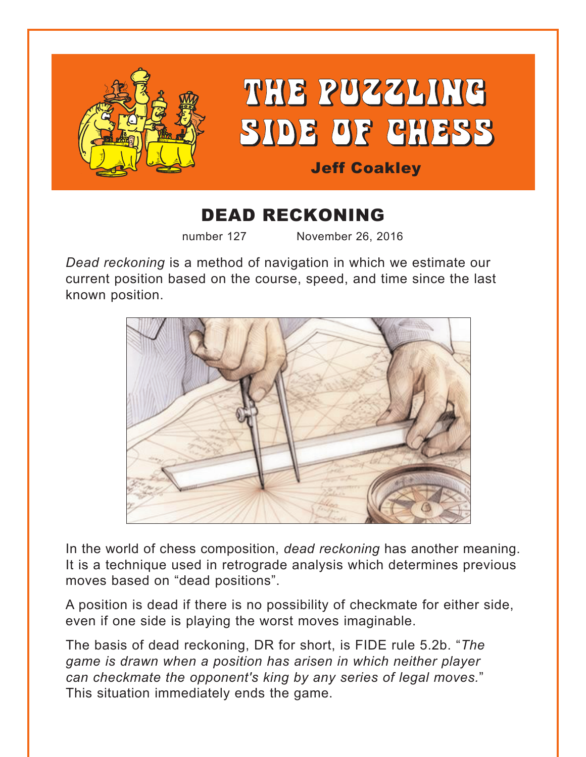# THE PUZZLING SIDE OF CHESS

**Jeff Coakley**

## DEAD RECKONING

number 127 November 26, 2016

*Dead reckoning* is a method of navigation in which we estimate our current position based on the course, speed, and time since the last known position.

In the world of chess composition, *dead reckoning* has another meaning. It is a technique used in retrograde analysis which determines previous moves based on "dead positions".

A position is dead if there is no possibility of checkmate for either side, even if one side is playing the worst moves imaginable.

The basis of dead reckoning, DR for short, is FIDE rule 5.2b. "*The game is drawn when a position has arisen in which neither player can checkmate the opponent's king by any series of legal moves.*" This situation immediately ends the game.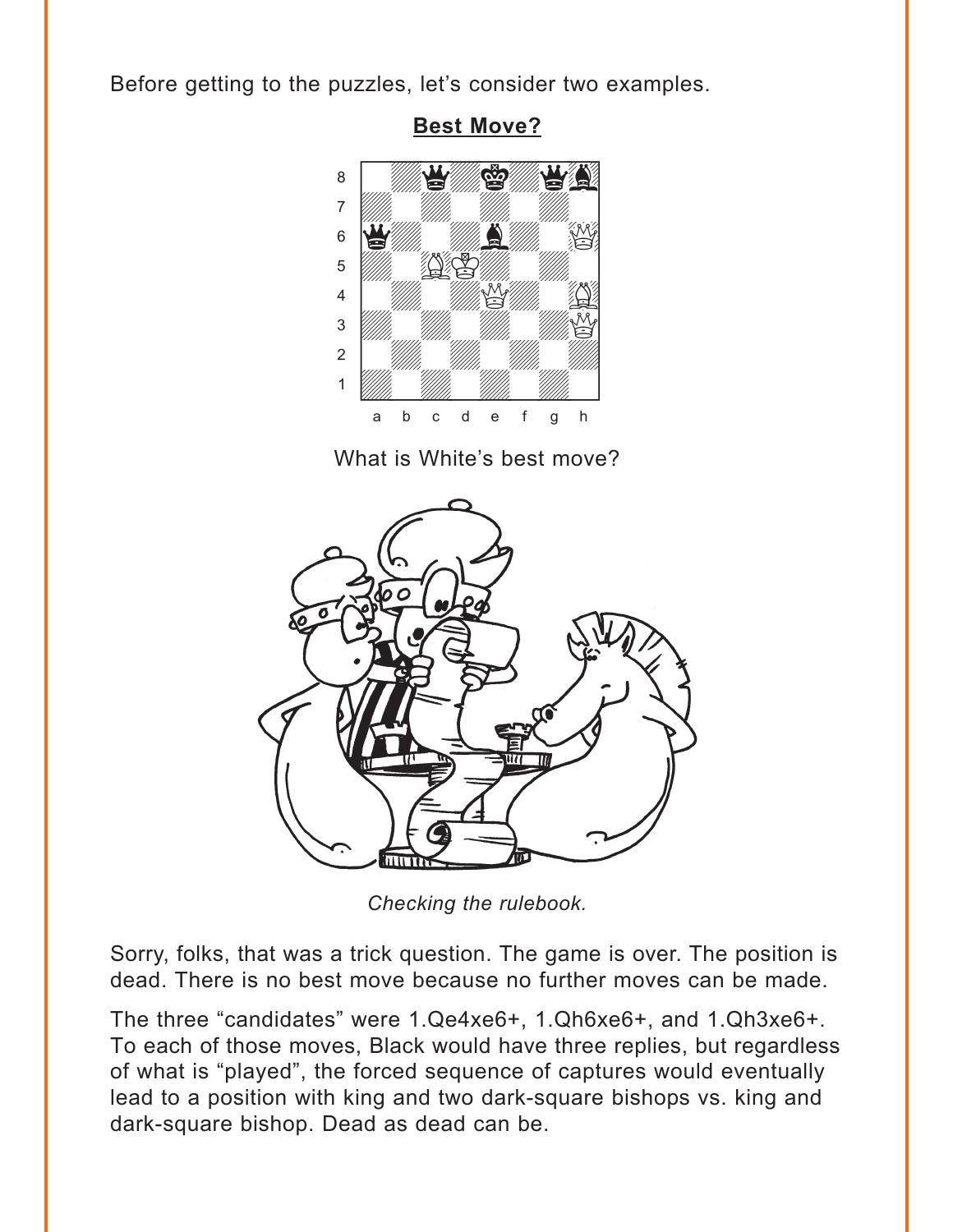Before getting to the puzzles, let's consider two examples.

**Best Move?**

What is White's best move?

*Checking the rulebook.*

Sorry, folks, that was a trick question. The game is over. The position is dead. There is no best move because no further moves can be made.

The three "candidates" were 1.Qe4xe6+, 1.Qh6xe6+, and 1.Qh3xe6+. To each of those moves, Black would have three replies, but regardless of what is "played", the forced sequence of captures would eventually lead to a position with king and two dark-square bishops vs. king and dark-square bishop. Dead as dead can be.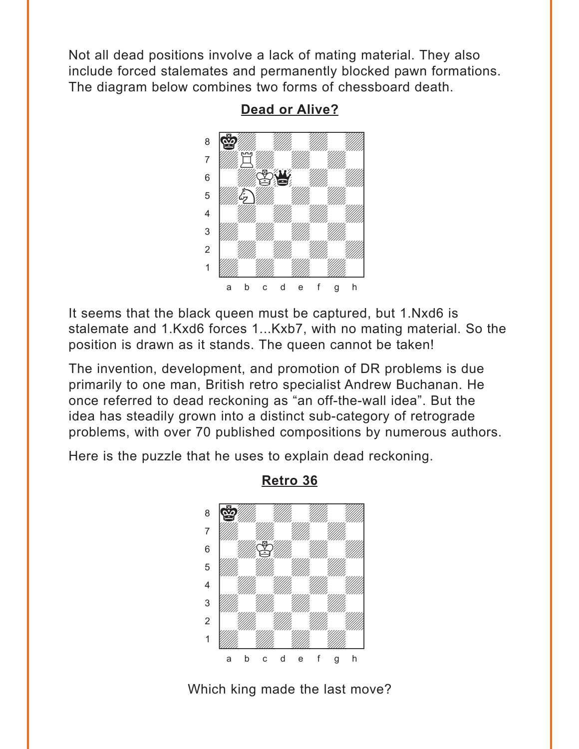Not all dead positions involve a lack of mating material. They also include forced stalemates and permanently blocked pawn formations. The diagram below combines two forms of chessboard death.

**Dead or Alive?**

It seems that the black queen must be captured, but 1.Nxd6 is stalemate and 1.Kxd6 forces 1...Kxb7, with no mating material. So the position is drawn as it stands. The queen cannot be taken!

The invention, development, and promotion of DR problems is due primarily to one man, British retro specialist Andrew Buchanan. He once referred to dead reckoning as “an off-the-wall idea”. But the idea has steadily grown into a distinct sub-category of retrograde problems, with over 70 published compositions by numerous authors.

Here is the puzzle that he uses to explain dead reckoning.

**Retro 36**

Which king made the last move?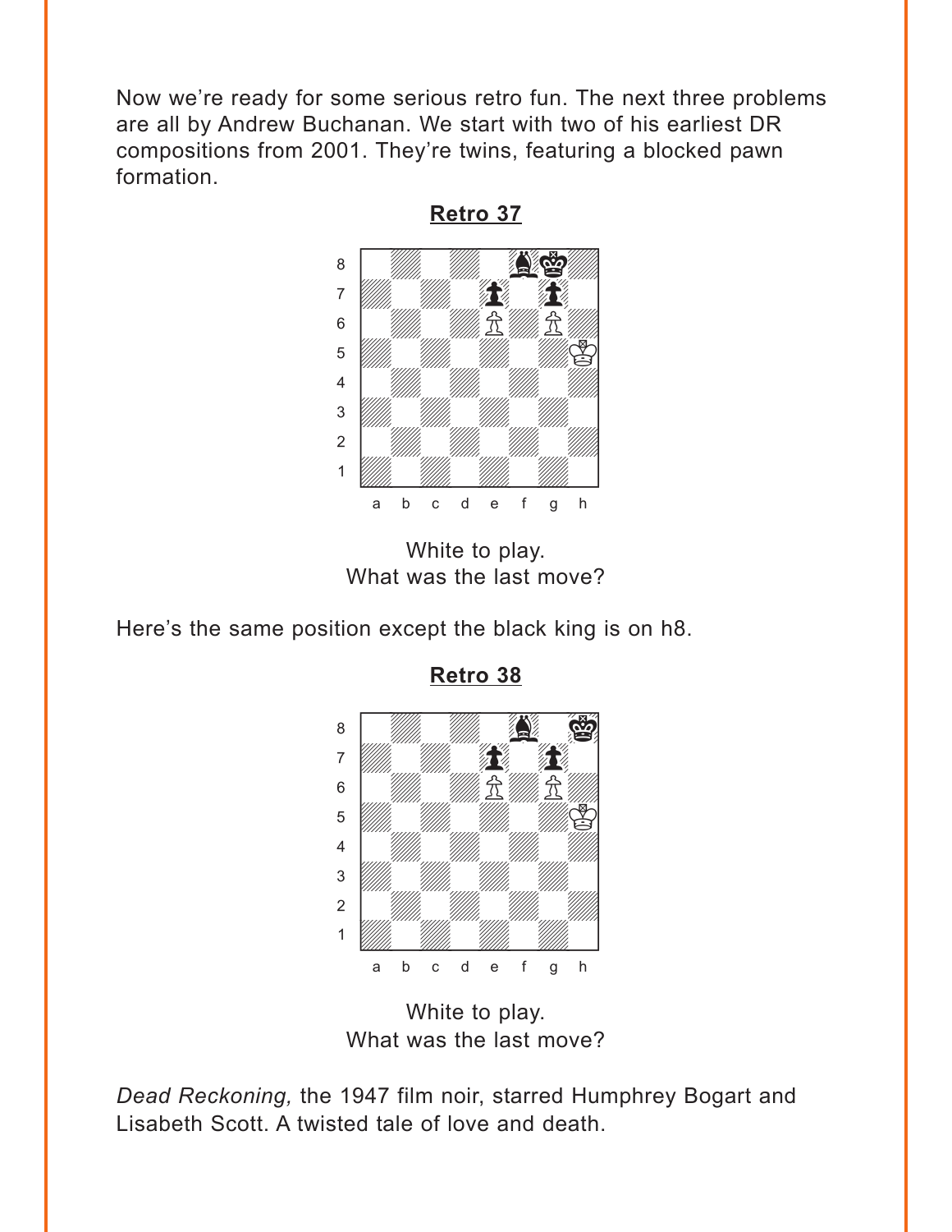Now we're ready for some serious retro fun. The next three problems are all by Andrew Buchanan. We start with two of his earliest DR compositions from 2001. They're twins, featuring a blocked pawn formation.

**Retro 37**

White to play.
What was the last move?

Here's the same position except the black king is on h8.

**Retro 38**

White to play.
What was the last move?

*Dead Reckoning,* the 1947 film noir, starred Humphrey Bogart and Lisabeth Scott. A twisted tale of love and death.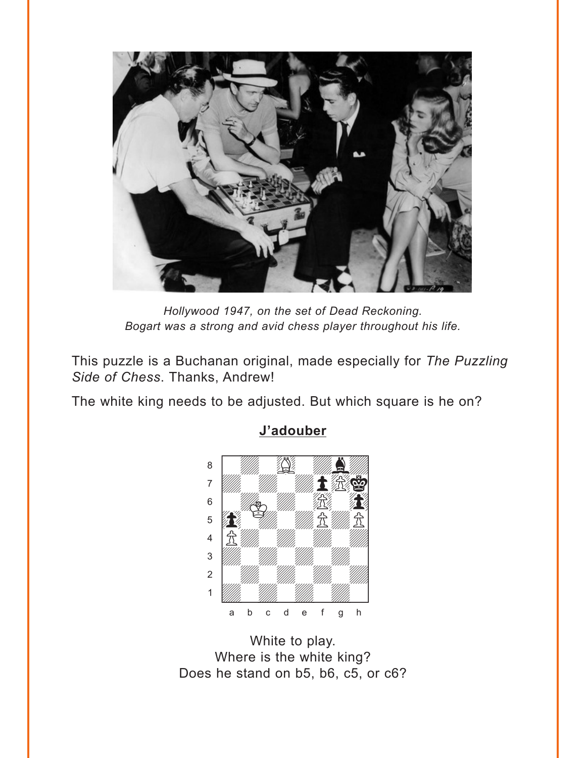*Hollywood 1947, on the set of Dead Reckoning.*
*Bogart was a strong and avid chess player throughout his life.*

This puzzle is a Buchanan original, made especially for *The Puzzling Side of Chess*. Thanks, Andrew!

The white king needs to be adjusted. But which square is he on?

**J'adouber**

White to play.
Where is the white king?
Does he stand on b5, b6, c5, or c6?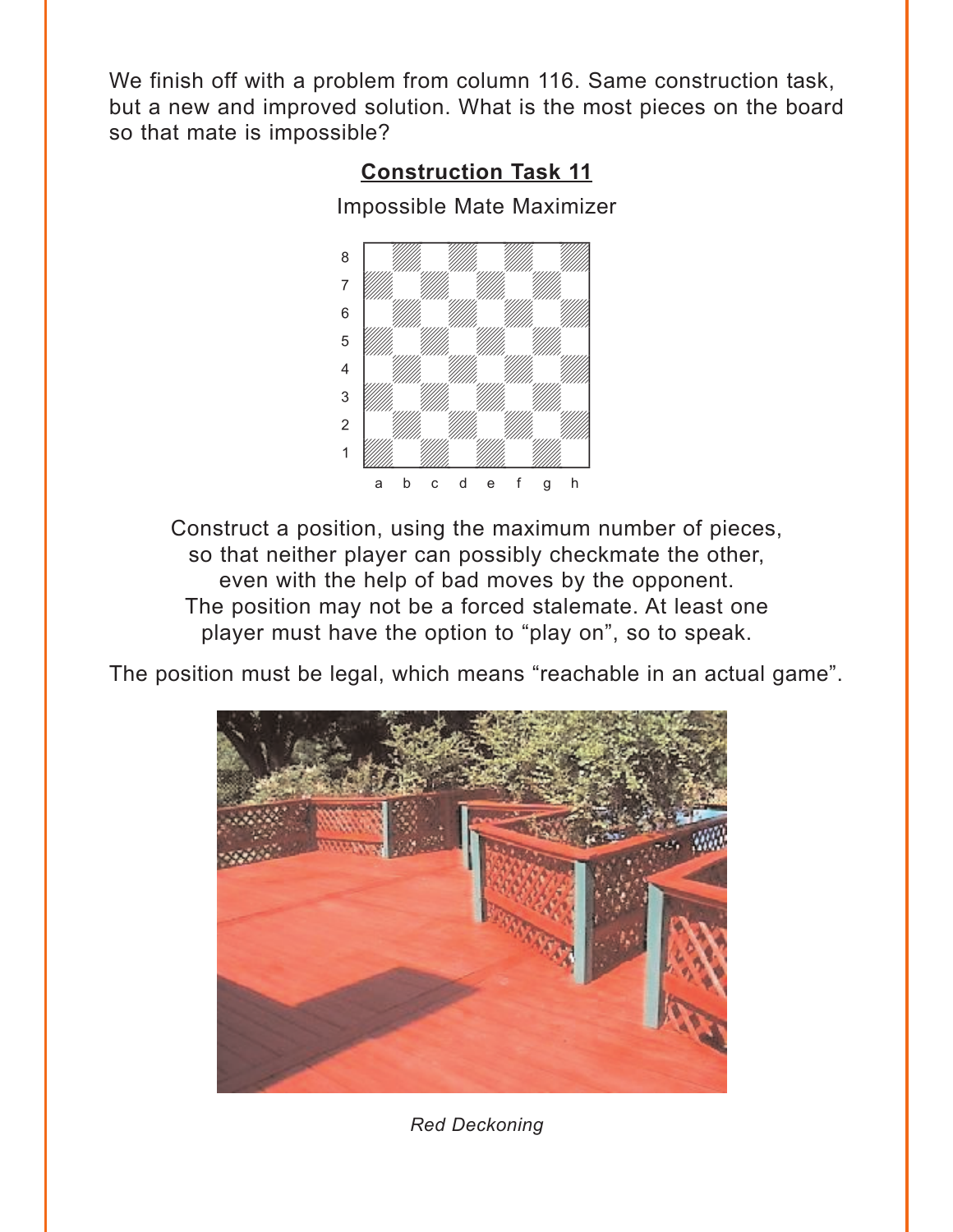We finish off with a problem from column 116. Same construction task, but a new and improved solution. What is the most pieces on the board so that mate is impossible?

## Construction Task 11

Impossible Mate Maximizer

Construct a position, using the maximum number of pieces, so that neither player can possibly checkmate the other, even with the help of bad moves by the opponent. The position may not be a forced stalemate. At least one player must have the option to "play on", so to speak.

The position must be legal, which means "reachable in an actual game".

*Red Deckoning*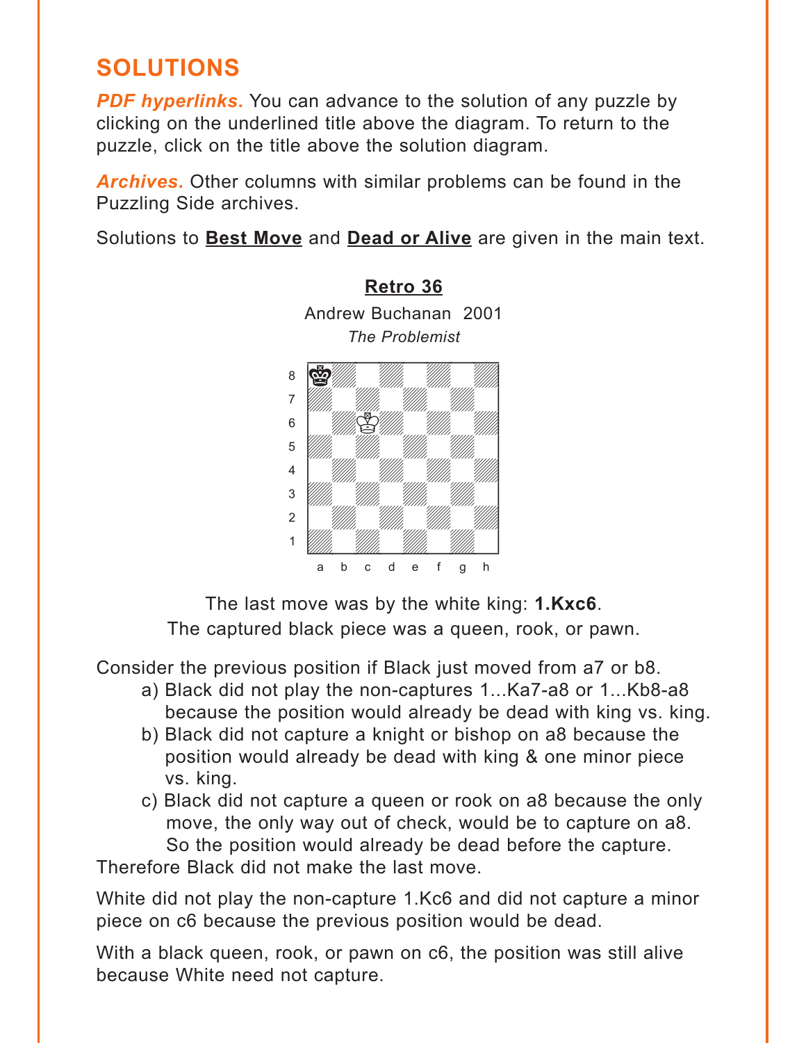# SOLUTIONS

***PDF hyperlinks.*** You can advance to the solution of any puzzle by clicking on the underlined title above the diagram. To return to the puzzle, click on the title above the solution diagram.

***Archives.*** Other columns with similar problems can be found in the Puzzling Side archives.

Solutions to **Best Move** and **Dead or Alive** are given in the main text.

**Retro 36**

Andrew Buchanan 2001

*The Problemist*

The last move was by the white king: **1.Kxc6**.
The captured black piece was a queen, rook, or pawn.

Consider the previous position if Black just moved from a7 or b8.

a) Black did not play the non-captures 1...Ka7-a8 or 1...Kb8-a8 because the position would already be dead with king vs. king.

b) Black did not capture a knight or bishop on a8 because the position would already be dead with king & one minor piece vs. king.

c) Black did not capture a queen or rook on a8 because the only move, the only way out of check, would be to capture on a8. So the position would already be dead before the capture.

Therefore Black did not make the last move.

White did not play the non-capture 1.Kc6 and did not capture a minor piece on c6 because the previous position would be dead.

With a black queen, rook, or pawn on c6, the position was still alive because White need not capture.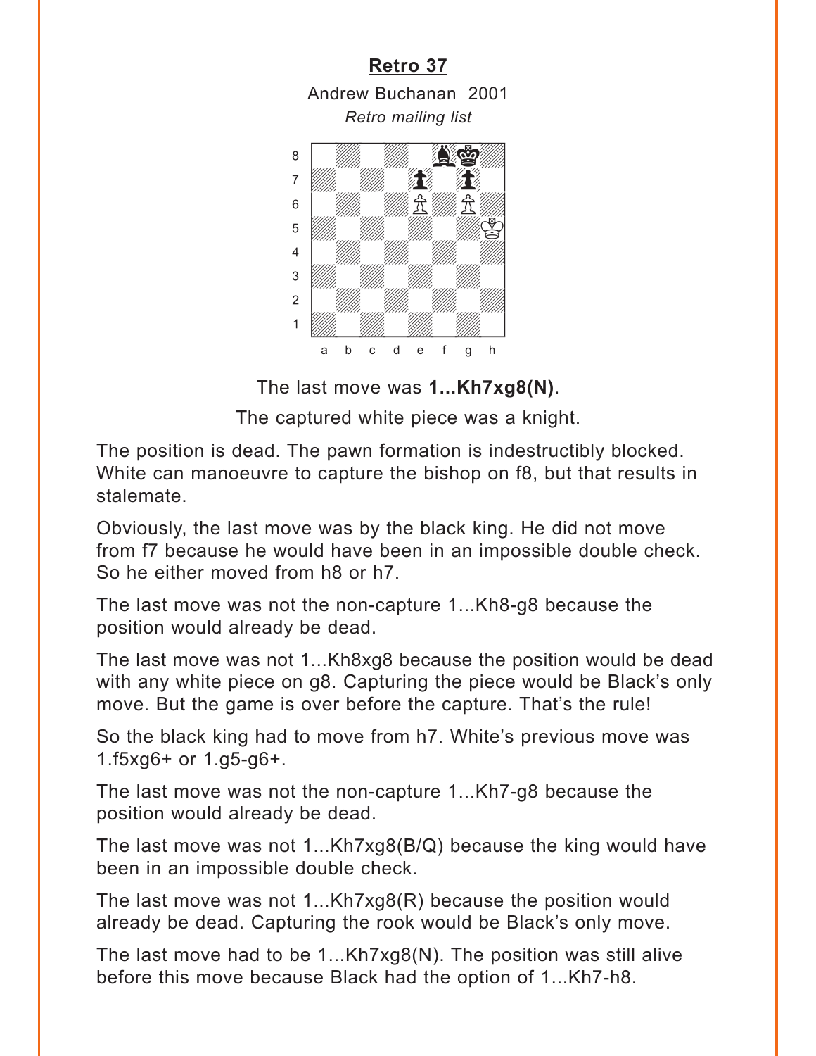## Retro 37

Andrew Buchanan 2001

*Retro mailing list*

The last move was **1...Kh7xg8(N)**.

The captured white piece was a knight.

The position is dead. The pawn formation is indestructibly blocked. White can manoeuvre to capture the bishop on f8, but that results in stalemate.

Obviously, the last move was by the black king. He did not move from f7 because he would have been in an impossible double check. So he either moved from h8 or h7.

The last move was not the non-capture 1...Kh8-g8 because the position would already be dead.

The last move was not 1...Kh8xg8 because the position would be dead with any white piece on g8. Capturing the piece would be Black's only move. But the game is over before the capture. That's the rule!

So the black king had to move from h7. White's previous move was 1.f5xg6+ or 1.g5-g6+.

The last move was not the non-capture 1...Kh7-g8 because the position would already be dead.

The last move was not 1...Kh7xg8(B/Q) because the king would have been in an impossible double check.

The last move was not 1...Kh7xg8(R) because the position would already be dead. Capturing the rook would be Black's only move.

The last move had to be 1...Kh7xg8(N). The position was still alive before this move because Black had the option of 1...Kh7-h8.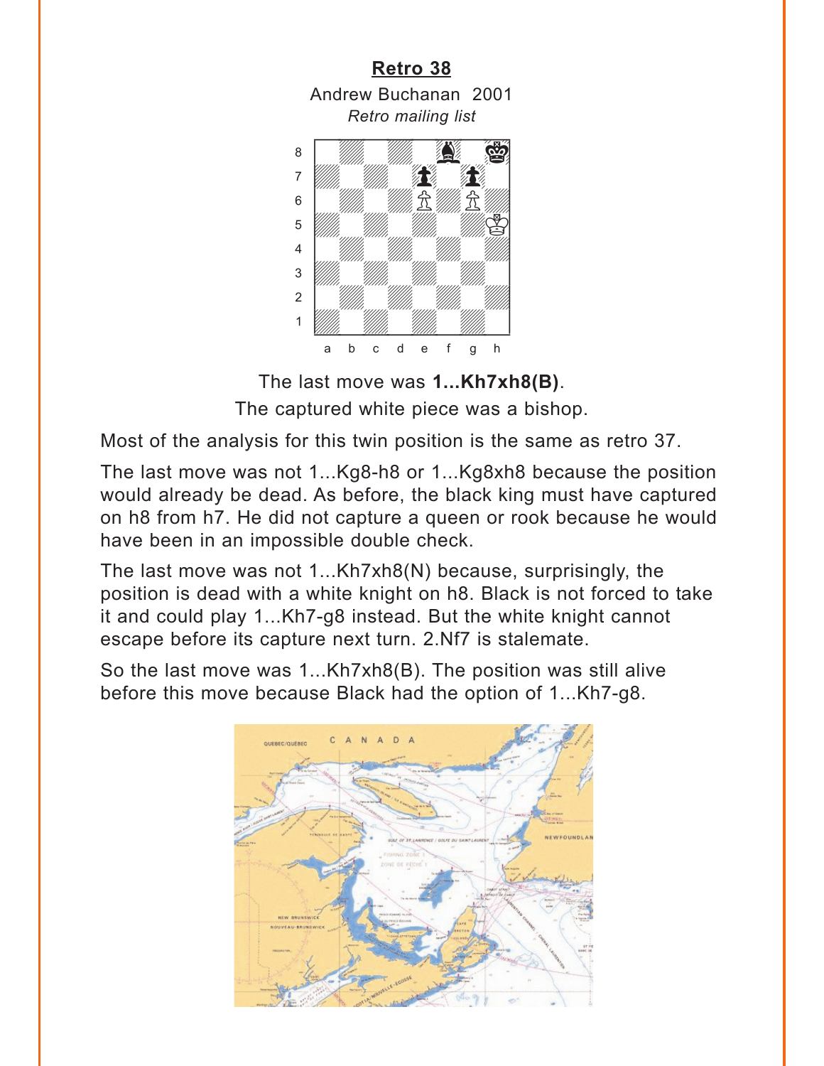## Retro 38

Andrew Buchanan 2001

*Retro mailing list*

The last move was **1...Kh7xh8(B)**.

The captured white piece was a bishop.

Most of the analysis for this twin position is the same as retro 37.

The last move was not 1...Kg8-h8 or 1...Kg8xh8 because the position would already be dead. As before, the black king must have captured on h8 from h7. He did not capture a queen or rook because he would have been in an impossible double check.

The last move was not 1...Kh7xh8(N) because, surprisingly, the position is dead with a white knight on h8. Black is not forced to take it and could play 1...Kh7-g8 instead. But the white knight cannot escape before its capture next turn. 2.Nf7 is stalemate.

So the last move was 1...Kh7xh8(B). The position was still alive before this move because Black had the option of 1...Kh7-g8.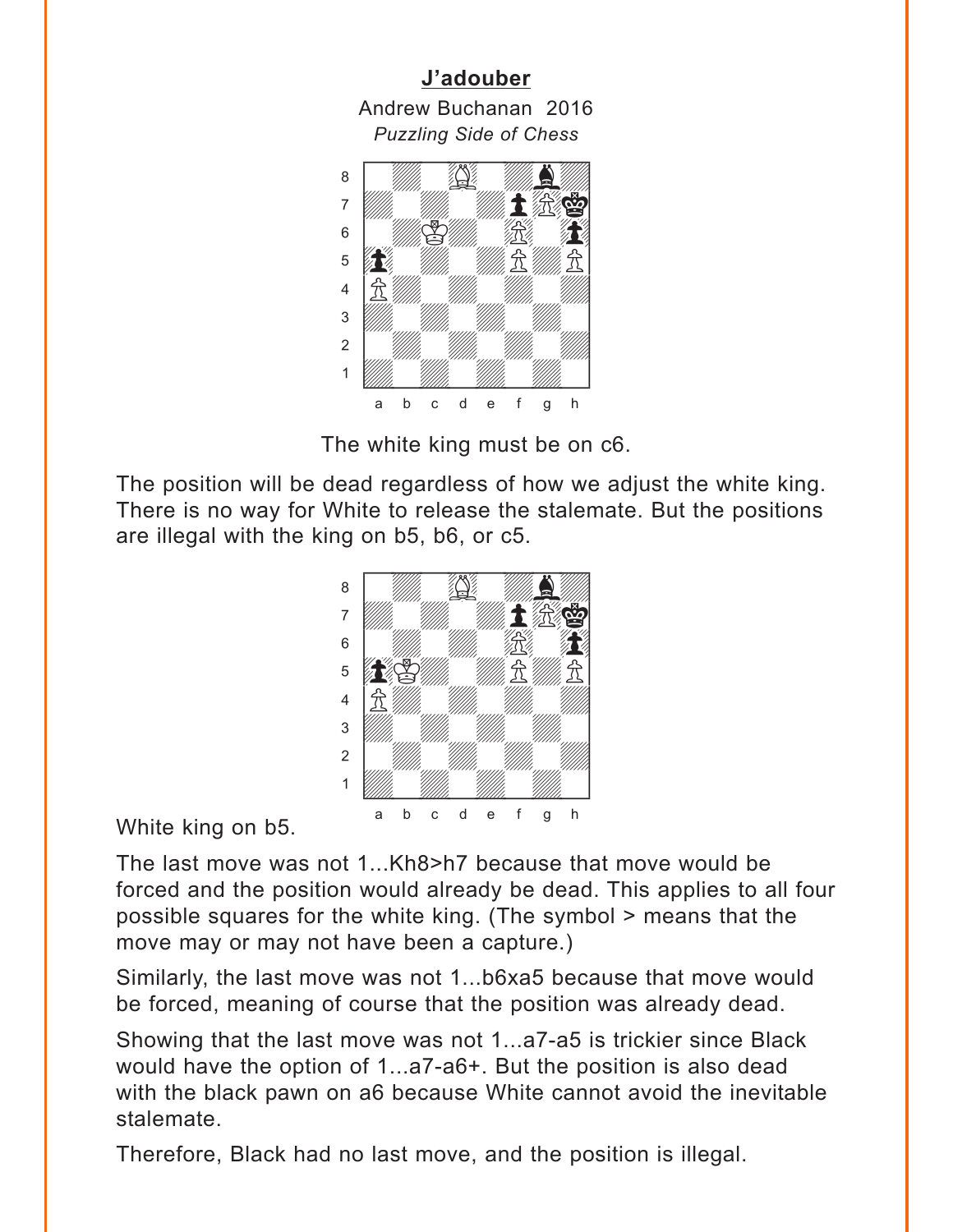**J'adouber**

Andrew Buchanan 2016

*Puzzling Side of Chess*

The white king must be on c6.

The position will be dead regardless of how we adjust the white king. There is no way for White to release the stalemate. But the positions are illegal with the king on b5, b6, or c5.

White king on b5.

The last move was not 1...Kh8>h7 because that move would be forced and the position would already be dead. This applies to all four possible squares for the white king. (The symbol > means that the move may or may not have been a capture.)

Similarly, the last move was not 1...b6xa5 because that move would be forced, meaning of course that the position was already dead.

Showing that the last move was not 1...a7-a5 is trickier since Black would have the option of 1...a7-a6+. But the position is also dead with the black pawn on a6 because White cannot avoid the inevitable stalemate.

Therefore, Black had no last move, and the position is illegal.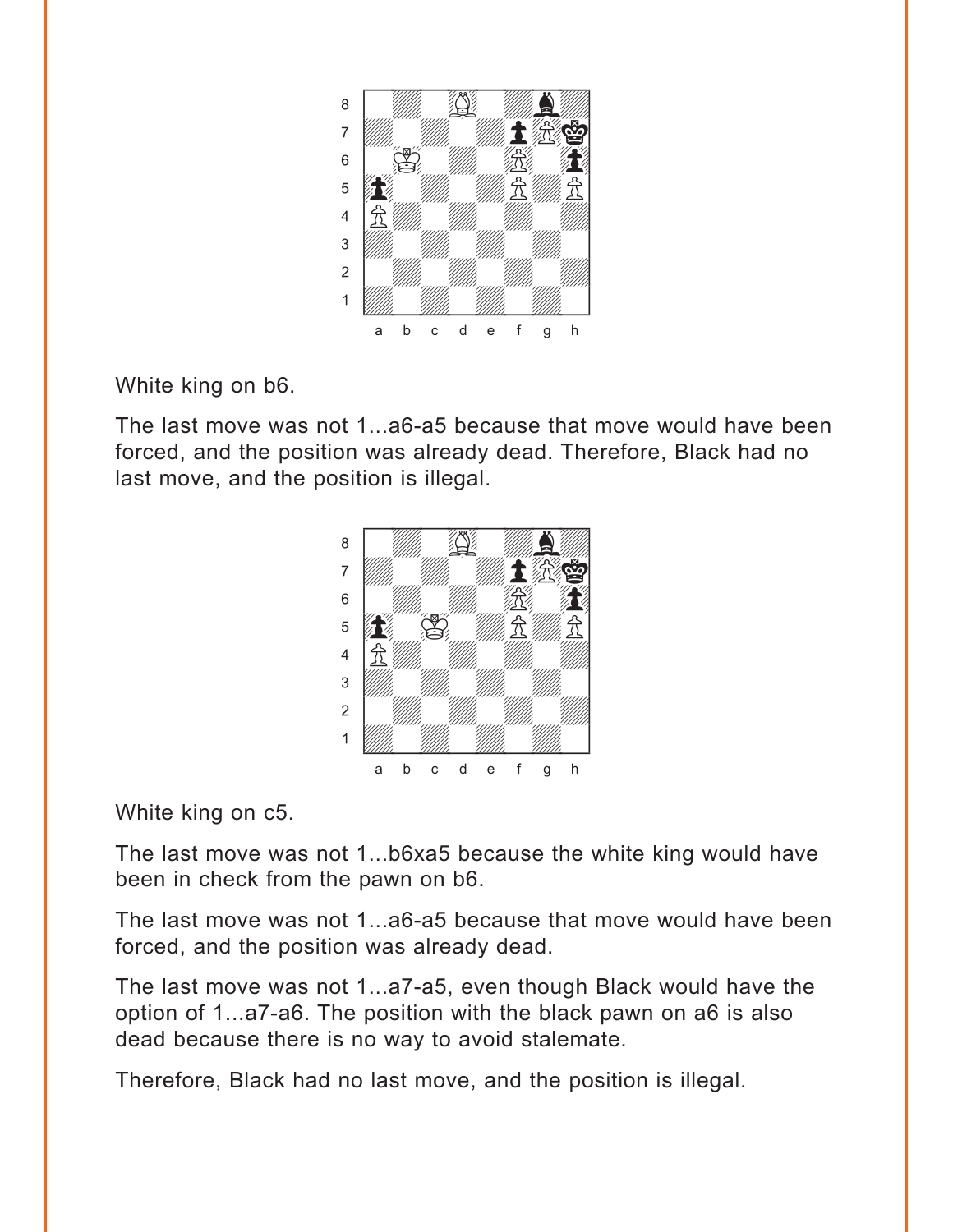White king on b6.

The last move was not 1...a6-a5 because that move would have been forced, and the position was already dead. Therefore, Black had no last move, and the position is illegal.

White king on c5.

The last move was not 1...b6xa5 because the white king would have been in check from the pawn on b6.

The last move was not 1...a6-a5 because that move would have been forced, and the position was already dead.

The last move was not 1...a7-a5, even though Black would have the option of 1...a7-a6. The position with the black pawn on a6 is also dead because there is no way to avoid stalemate.

Therefore, Black had no last move, and the position is illegal.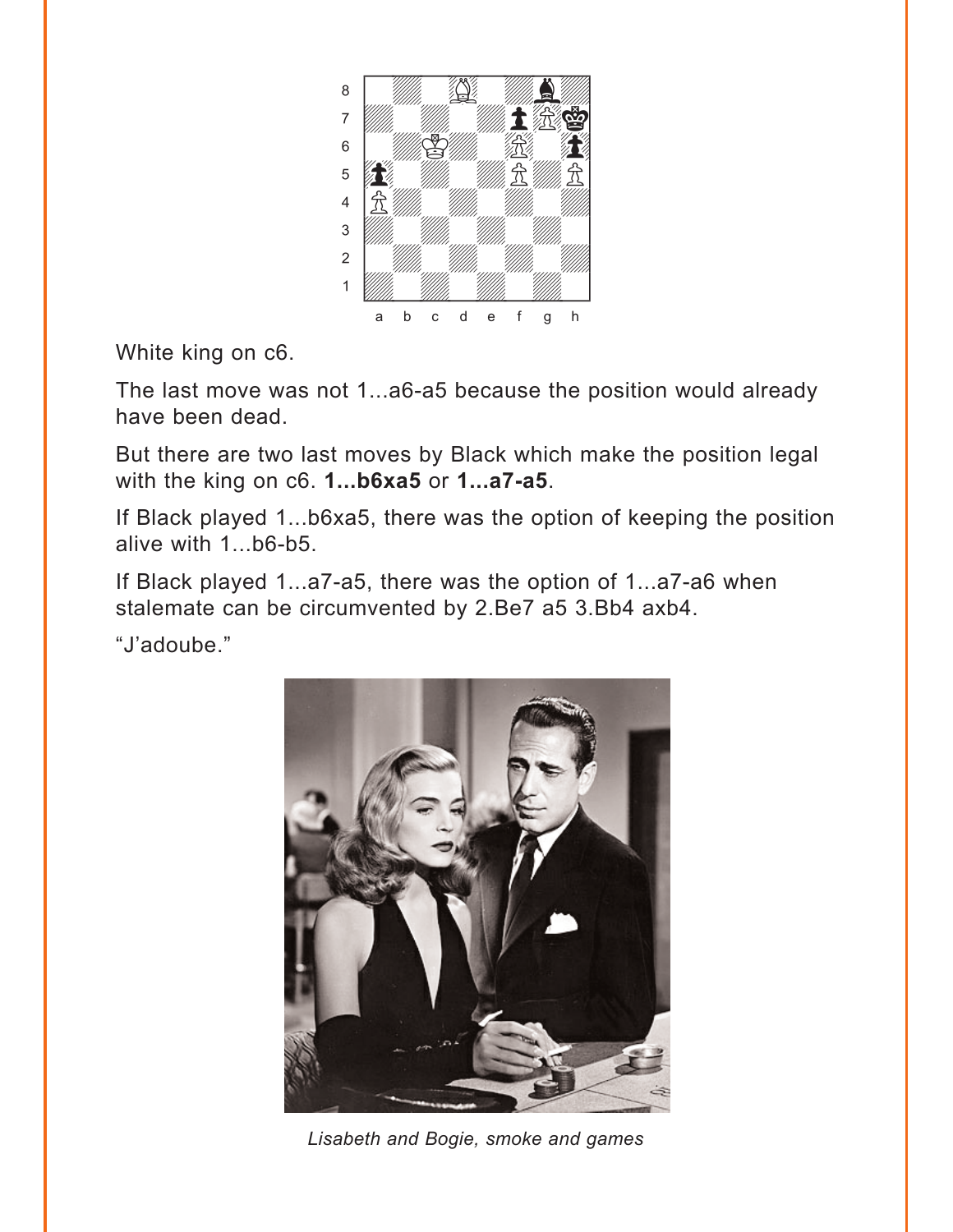White king on c6.

The last move was not 1...a6-a5 because the position would already have been dead.

But there are two last moves by Black which make the position legal with the king on c6. **1...b6xa5** or **1...a7-a5**.

If Black played 1...b6xa5, there was the option of keeping the position alive with 1...b6-b5.

If Black played 1...a7-a5, there was the option of 1...a7-a6 when stalemate can be circumvented by 2.Be7 a5 3.Bb4 axb4.

“J’adoube.”

*Lisabeth and Bogie, smoke and games*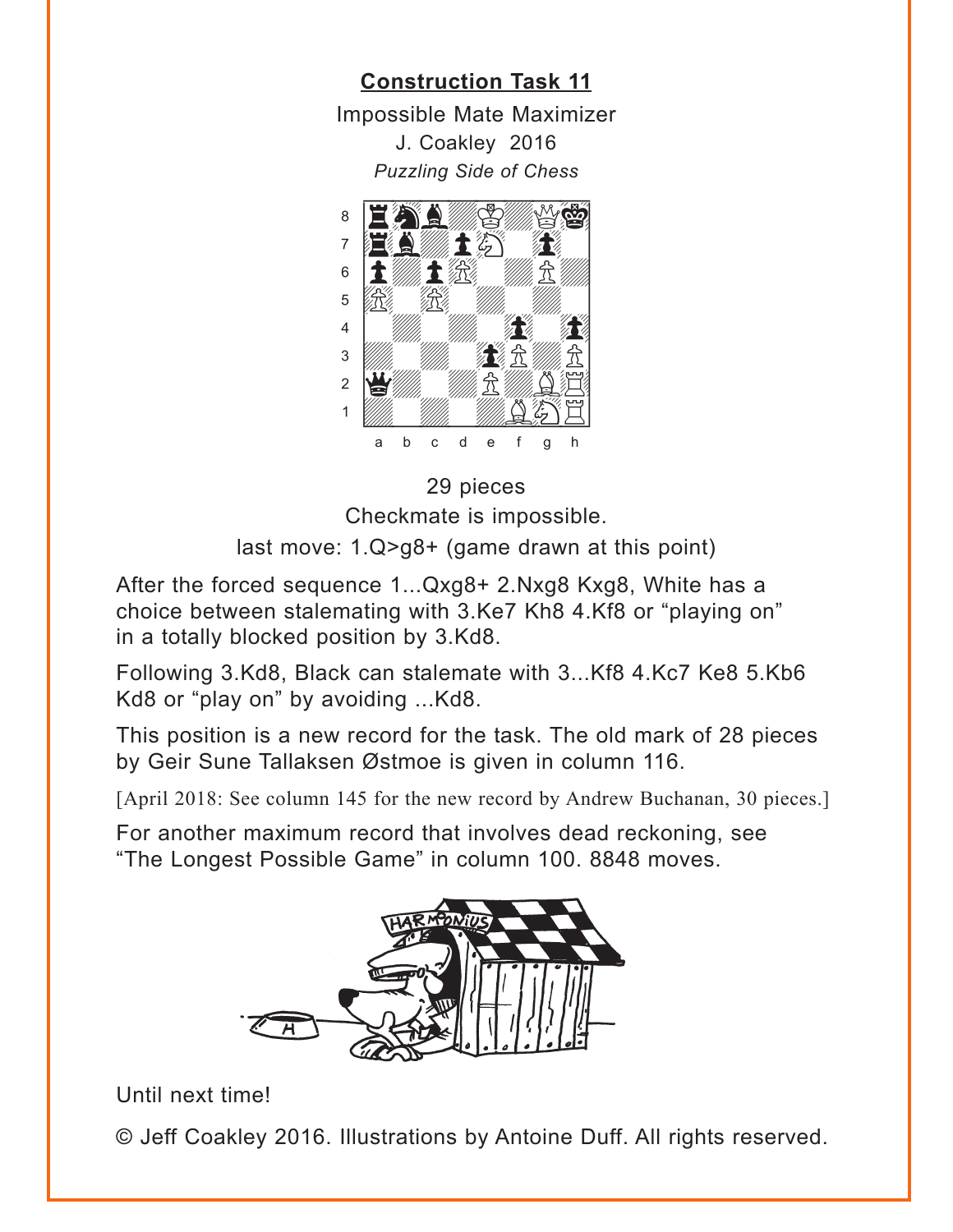## Construction Task 11

Impossible Mate Maximizer

J. Coakley 2016

*Puzzling Side of Chess*

29 pieces

Checkmate is impossible.

last move: 1.Q>g8+ (game drawn at this point)

After the forced sequence 1...Qxg8+ 2.Nxg8 Kxg8, White has a choice between stalemating with 3.Ke7 Kh8 4.Kf8 or "playing on" in a totally blocked position by 3.Kd8.

Following 3.Kd8, Black can stalemate with 3...Kf8 4.Kc7 Ke8 5.Kb6 Kd8 or "play on" by avoiding ...Kd8.

This position is a new record for the task. The old mark of 28 pieces by Geir Sune Tallaksen Østmoe is given in column 116.

[April 2018: See column 145 for the new record by Andrew Buchanan, 30 pieces.]

For another maximum record that involves dead reckoning, see "The Longest Possible Game" in column 100. 8848 moves.

Until next time!

© Jeff Coakley 2016. Illustrations by Antoine Duff. All rights reserved.